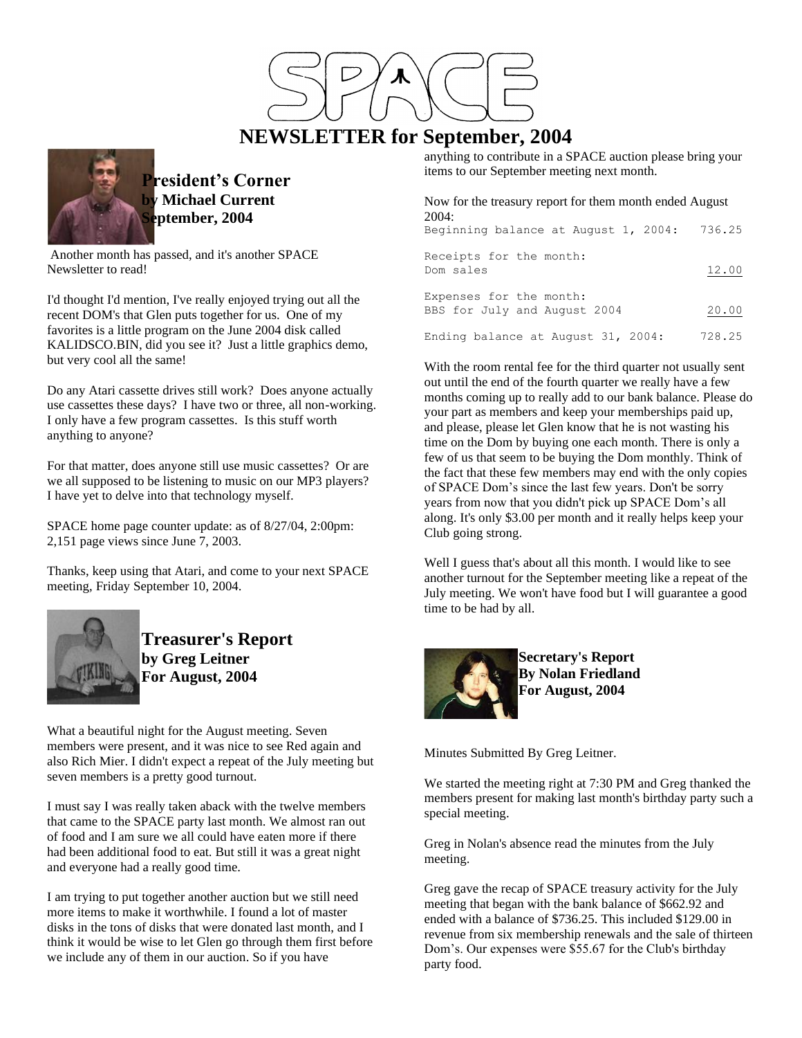# SPACE

# NEWSLETTER for September, 2004

## President's Corner
**by Michael Current**
**September, 2004**

Another month has passed, and it's another SPACE Newsletter to read!

I'd thought I'd mention, I've really enjoyed trying out all the recent DOM's that Glen puts together for us. One of my favorites is a little program on the June 2004 disk called KALIDSCO.BIN, did you see it? Just a little graphics demo, but very cool all the same!

Do any Atari cassette drives still work? Does anyone actually use cassettes these days? I have two or three, all non-working. I only have a few program cassettes. Is this stuff worth anything to anyone?

For that matter, does anyone still use music cassettes? Or are we all supposed to be listening to music on our MP3 players? I have yet to delve into that technology myself.

SPACE home page counter update: as of 8/27/04, 2:00pm: 2,151 page views since June 7, 2003.

Thanks, keep using that Atari, and come to your next SPACE meeting, Friday September 10, 2004.

## Treasurer's Report
**by Greg Leitner**
**For August, 2004**

What a beautiful night for the August meeting. Seven members were present, and it was nice to see Red again and also Rich Mier. I didn't expect a repeat of the July meeting but seven members is a pretty good turnout.

I must say I was really taken aback with the twelve members that came to the SPACE party last month. We almost ran out of food and I am sure we all could have eaten more if there had been additional food to eat. But still it was a great night and everyone had a really good time.

I am trying to put together another auction but we still need more items to make it worthwhile. I found a lot of master disks in the tons of disks that were donated last month, and I think it would be wise to let Glen go through them first before we include any of them in our auction. So if you have anything to contribute in a SPACE auction please bring your items to our September meeting next month.

Now for the treasury report for them month ended August 2004:

```
Beginning balance at August 1, 2004:   736.25

Receipts for the month:
Dom sales                               12.00

Expenses for the month:
BBS for July and August 2004            20.00

Ending balance at August 31, 2004:     728.25
```

With the room rental fee for the third quarter not usually sent out until the end of the fourth quarter we really have a few months coming up to really add to our bank balance. Please do your part as members and keep your memberships paid up, and please, please let Glen know that he is not wasting his time on the Dom by buying one each month. There is only a few of us that seem to be buying the Dom monthly. Think of the fact that these few members may end with the only copies of SPACE Dom's since the last few years. Don't be sorry years from now that you didn't pick up SPACE Dom's all along. It's only $3.00 per month and it really helps keep your Club going strong.

Well I guess that's about all this month. I would like to see another turnout for the September meeting like a repeat of the July meeting. We won't have food but I will guarantee a good time to be had by all.

## Secretary's Report
**By Nolan Friedland**
**For August, 2004**

Minutes Submitted By Greg Leitner.

We started the meeting right at 7:30 PM and Greg thanked the members present for making last month's birthday party such a special meeting.

Greg in Nolan's absence read the minutes from the July meeting.

Greg gave the recap of SPACE treasury activity for the July meeting that began with the bank balance of $662.92 and ended with a balance of $736.25. This included $129.00 in revenue from six membership renewals and the sale of thirteen Dom's. Our expenses were $55.67 for the Club's birthday party food.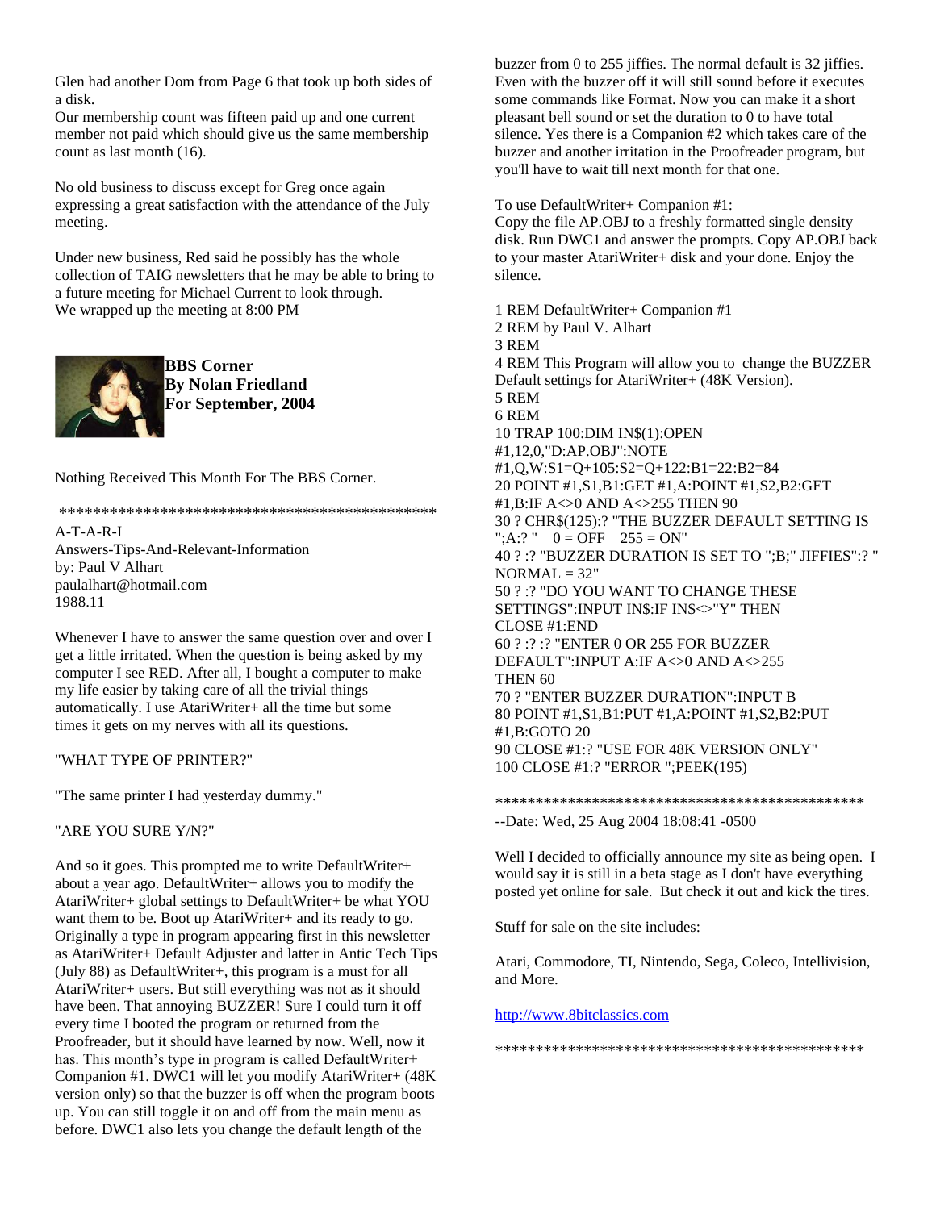Glen had another Dom from Page 6 that took up both sides of a disk.

Our membership count was fifteen paid up and one current member not paid which should give us the same membership count as last month (16).

No old business to discuss except for Greg once again expressing a great satisfaction with the attendance of the July meeting.

Under new business, Red said he possibly has the whole collection of TAIG newsletters that he may be able to bring to a future meeting for Michael Current to look through.

We wrapped up the meeting at 8:00 PM

**BBS Corner**
**By Nolan Friedland**
**For September, 2004**

Nothing Received This Month For The BBS Corner.

\*\*\*\*\*\*\*\*\*\*\*\*\*\*\*\*\*\*\*\*\*\*\*\*\*\*\*\*\*\*\*\*\*\*\*\*\*\*\*\*\*\*\*\*\*\*\*

A-T-A-R-I
Answers-Tips-And-Relevant-Information
by: Paul V Alhart
paulalhart@hotmail.com
1988.11

Whenever I have to answer the same question over and over I get a little irritated. When the question is being asked by my computer I see RED. After all, I bought a computer to make my life easier by taking care of all the trivial things automatically. I use AtariWriter+ all the time but some times it gets on my nerves with all its questions.

"WHAT TYPE OF PRINTER?"

"The same printer I had yesterday dummy."

"ARE YOU SURE Y/N?"

And so it goes. This prompted me to write DefaultWriter+ about a year ago. DefaultWriter+ allows you to modify the AtariWriter+ global settings to DefaultWriter+ be what YOU want them to be. Boot up AtariWriter+ and its ready to go. Originally a type in program appearing first in this newsletter as AtariWriter+ Default Adjuster and latter in Antic Tech Tips (July 88) as DefaultWriter+, this program is a must for all AtariWriter+ users. But still everything was not as it should have been. That annoying BUZZER! Sure I could turn it off every time I booted the program or returned from the Proofreader, but it should have learned by now. Well, now it has. This month's type in program is called DefaultWriter+ Companion #1. DWC1 will let you modify AtariWriter+ (48K version only) so that the buzzer is off when the program boots up. You can still toggle it on and off from the main menu as before. DWC1 also lets you change the default length of the buzzer from 0 to 255 jiffies. The normal default is 32 jiffies. Even with the buzzer off it will still sound before it executes some commands like Format. Now you can make it a short pleasant bell sound or set the duration to 0 to have total silence. Yes there is a Companion #2 which takes care of the buzzer and another irritation in the Proofreader program, but you'll have to wait till next month for that one.

To use DefaultWriter+ Companion #1:
Copy the file AP.OBJ to a freshly formatted single density disk. Run DWC1 and answer the prompts. Copy AP.OBJ back to your master AtariWriter+ disk and your done. Enjoy the silence.

```
1 REM DefaultWriter+ Companion #1
2 REM by Paul V. Alhart
3 REM
4 REM This Program will allow you to  change the BUZZER Default settings for AtariWriter+ (48K Version).
5 REM
6 REM
10 TRAP 100:DIM IN$(1):OPEN #1,12,0,"D:AP.OBJ":NOTE #1,Q,W:S1=Q+105:S2=Q+122:B1=22:B2=84
20 POINT #1,S1,B1:GET #1,A:POINT #1,S2,B2:GET #1,B:IF A<>0 AND A<>255 THEN 90
30 ? CHR$(125):? "THE BUZZER DEFAULT SETTING IS ";A:? "    0 = OFF    255 = ON"
40 ? :? "BUZZER DURATION IS SET TO ";B;" JIFFIES":? " NORMAL = 32"
50 ? :? "DO YOU WANT TO CHANGE THESE SETTINGS":INPUT IN$:IF IN$<>"Y" THEN CLOSE #1:END
60 ? :? :? "ENTER 0 OR 255 FOR BUZZER DEFAULT":INPUT A:IF A<>0 AND A<>255 THEN 60
70 ? "ENTER BUZZER DURATION":INPUT B
80 POINT #1,S1,B1:PUT #1,A:POINT #1,S2,B2:PUT #1,B:GOTO 20
90 CLOSE #1:? "USE FOR 48K VERSION ONLY"
100 CLOSE #1:? "ERROR ";PEEK(195)
```

\*\*\*\*\*\*\*\*\*\*\*\*\*\*\*\*\*\*\*\*\*\*\*\*\*\*\*\*\*\*\*\*\*\*\*\*\*\*\*\*\*\*\*\*\*\*\*

--Date: Wed, 25 Aug 2004 18:08:41 -0500

Well I decided to officially announce my site as being open. I would say it is still in a beta stage as I don't have everything posted yet online for sale. But check it out and kick the tires.

Stuff for sale on the site includes:

Atari, Commodore, TI, Nintendo, Sega, Coleco, Intellivision, and More.

http://www.8bitclassics.com

\*\*\*\*\*\*\*\*\*\*\*\*\*\*\*\*\*\*\*\*\*\*\*\*\*\*\*\*\*\*\*\*\*\*\*\*\*\*\*\*\*\*\*\*\*\*\*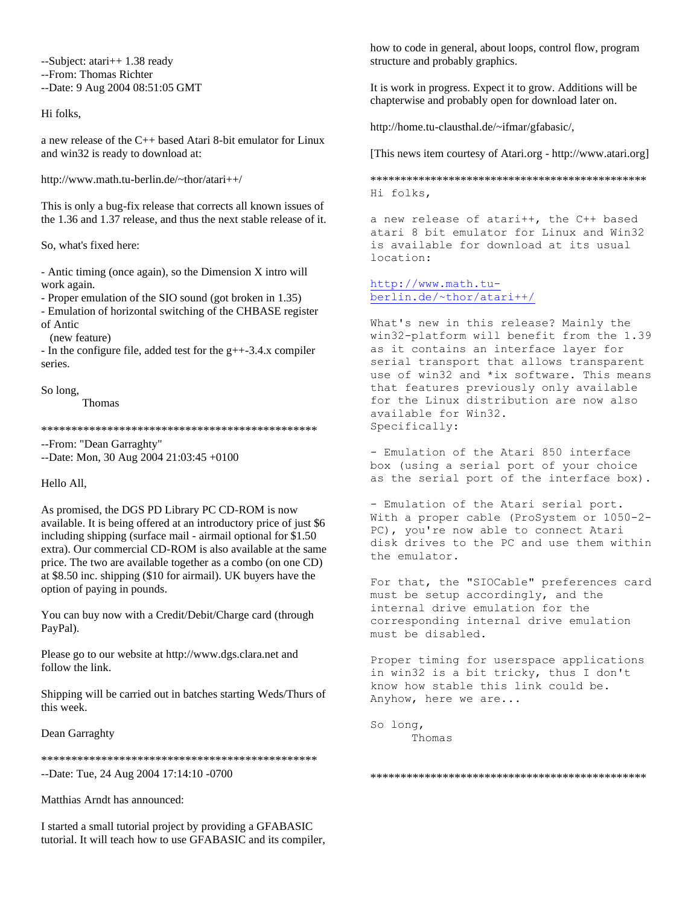--Subject: atari++ 1.38 ready
--From: Thomas Richter
--Date: 9 Aug 2004 08:51:05 GMT

Hi folks,

a new release of the C++ based Atari 8-bit emulator for Linux and win32 is ready to download at:

http://www.math.tu-berlin.de/~thor/atari++/

This is only a bug-fix release that corrects all known issues of the 1.36 and 1.37 release, and thus the next stable release of it.

So, what's fixed here:

- Antic timing (once again), so the Dimension X intro will work again.
- Proper emulation of the SIO sound (got broken in 1.35)
- Emulation of horizontal switching of the CHBASE register of Antic
  (new feature)
- In the configure file, added test for the g++-3.4.x compiler series.

So long,
  Thomas

************************************************

--From: "Dean Garraghty"
--Date: Mon, 30 Aug 2004 21:03:45 +0100

Hello All,

As promised, the DGS PD Library PC CD-ROM is now available. It is being offered at an introductory price of just $6 including shipping (surface mail - airmail optional for $1.50 extra). Our commercial CD-ROM is also available at the same price. The two are available together as a combo (on one CD) at $8.50 inc. shipping ($10 for airmail). UK buyers have the option of paying in pounds.

You can buy now with a Credit/Debit/Charge card (through PayPal).

Please go to our website at http://www.dgs.clara.net and follow the link.

Shipping will be carried out in batches starting Weds/Thurs of this week.

Dean Garraghty

************************************************

--Date: Tue, 24 Aug 2004 17:14:10 -0700

Matthias Arndt has announced:

I started a small tutorial project by providing a GFABASIC tutorial. It will teach how to use GFABASIC and its compiler, how to code in general, about loops, control flow, program structure and probably graphics.

It is work in progress. Expect it to grow. Additions will be chapterwise and probably open for download later on.

http://home.tu-clausthal.de/~ifmar/gfabasic/,

[This news item courtesy of Atari.org - http://www.atari.org]

************************************************

```
Hi folks,

a new release of atari++, the C++ based
atari 8 bit emulator for Linux and Win32
is available for download at its usual
location:

http://www.math.tu-berlin.de/~thor/atari++/

What's new in this release? Mainly the
win32-platform will benefit from the 1.39
as it contains an interface layer for
serial transport that allows transparent
use of win32 and *ix software. This means
that features previously only available
for the Linux distribution are now also
available for Win32.
Specifically:

- Emulation of the Atari 850 interface
box (using a serial port of your choice
as the serial port of the interface box).

- Emulation of the Atari serial port.
With a proper cable (ProSystem or 1050-2-
PC), you're now able to connect Atari
disk drives to the PC and use them within
the emulator.

For that, the "SIOCable" preferences card
must be setup accordingly, and the
internal drive emulation for the
corresponding internal drive emulation
must be disabled.

Proper timing for userspace applications
in win32 is a bit tricky, thus I don't
know how stable this link could be.
Anyhow, here we are...

So long,
      Thomas
```

************************************************